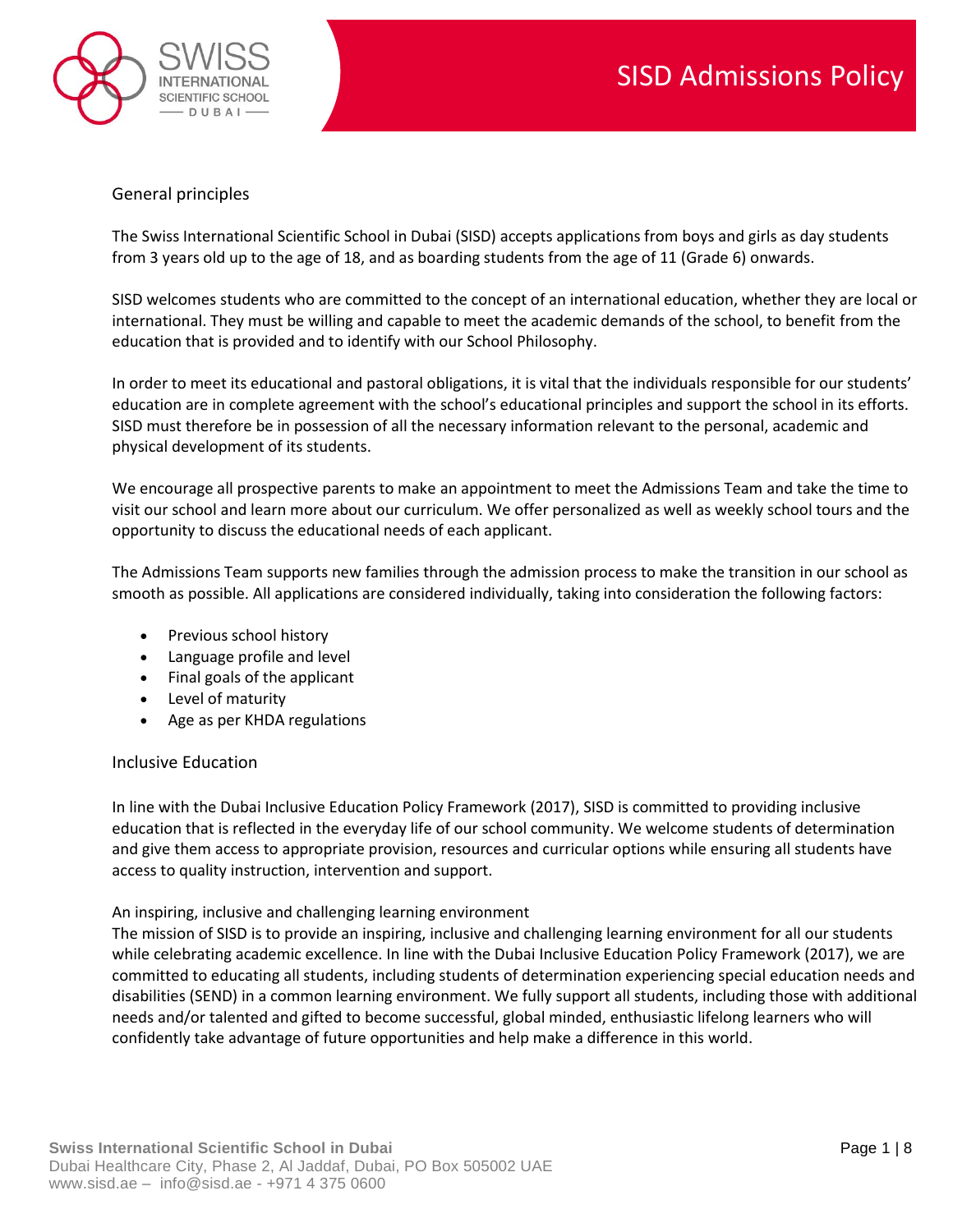# SISD Admissions Policy

## General principles

The Swiss International Scientific School in Dubai (SISD) accepts applications from boys and girls as day students from 3 years old up to the age of 18, and as boarding students from the age of 11 (Grade 6) onwards.

SISD welcomes students who are committed to the concept of an international education, whether they are local or international. They must be willing and capable to meet the academic demands of the school, to benefit from the education that is provided and to identify with our School Philosophy.

In order to meet its educational and pastoral obligations, it is vital that the individuals responsible for our students' education are in complete agreement with the school's educational principles and support the school in its efforts. SISD must therefore be in possession of all the necessary information relevant to the personal, academic and physical development of its students.

We encourage all prospective parents to make an appointment to meet the Admissions Team and take the time to visit our school and learn more about our curriculum. We offer personalized as well as weekly school tours and the opportunity to discuss the educational needs of each applicant.

The Admissions Team supports new families through the admission process to make the transition in our school as smooth as possible. All applications are considered individually, taking into consideration the following factors:

- Previous school history
- Language profile and level
- Final goals of the applicant
- Level of maturity
- Age as per KHDA regulations

## Inclusive Education

In line with the Dubai Inclusive Education Policy Framework (2017), SISD is committed to providing inclusive education that is reflected in the everyday life of our school community. We welcome students of determination and give them access to appropriate provision, resources and curricular options while ensuring all students have access to quality instruction, intervention and support.

### An inspiring, inclusive and challenging learning environment

The mission of SISD is to provide an inspiring, inclusive and challenging learning environment for all our students while celebrating academic excellence. In line with the Dubai Inclusive Education Policy Framework (2017), we are committed to educating all students, including students of determination experiencing special education needs and disabilities (SEND) in a common learning environment. We fully support all students, including those with additional needs and/or talented and gifted to become successful, global minded, enthusiastic lifelong learners who will confidently take advantage of future opportunities and help make a difference in this world.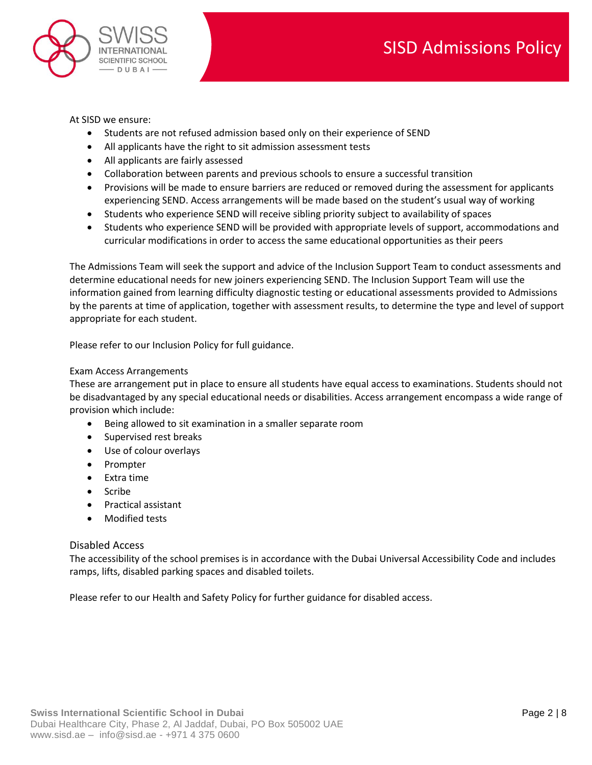At SISD we ensure:

- Students are not refused admission based only on their experience of SEND
- All applicants have the right to sit admission assessment tests
- All applicants are fairly assessed
- Collaboration between parents and previous schools to ensure a successful transition
- Provisions will be made to ensure barriers are reduced or removed during the assessment for applicants experiencing SEND. Access arrangements will be made based on the student's usual way of working
- Students who experience SEND will receive sibling priority subject to availability of spaces
- Students who experience SEND will be provided with appropriate levels of support, accommodations and curricular modifications in order to access the same educational opportunities as their peers

The Admissions Team will seek the support and advice of the Inclusion Support Team to conduct assessments and determine educational needs for new joiners experiencing SEND. The Inclusion Support Team will use the information gained from learning difficulty diagnostic testing or educational assessments provided to Admissions by the parents at time of application, together with assessment results, to determine the type and level of support appropriate for each student.

Please refer to our Inclusion Policy for full guidance.

Exam Access Arrangements

These are arrangement put in place to ensure all students have equal access to examinations. Students should not be disadvantaged by any special educational needs or disabilities. Access arrangement encompass a wide range of provision which include:

- Being allowed to sit examination in a smaller separate room
- Supervised rest breaks
- Use of colour overlays
- Prompter
- Extra time
- Scribe
- Practical assistant
- Modified tests

## Disabled Access

The accessibility of the school premises is in accordance with the Dubai Universal Accessibility Code and includes ramps, lifts, disabled parking spaces and disabled toilets.

Please refer to our Health and Safety Policy for further guidance for disabled access.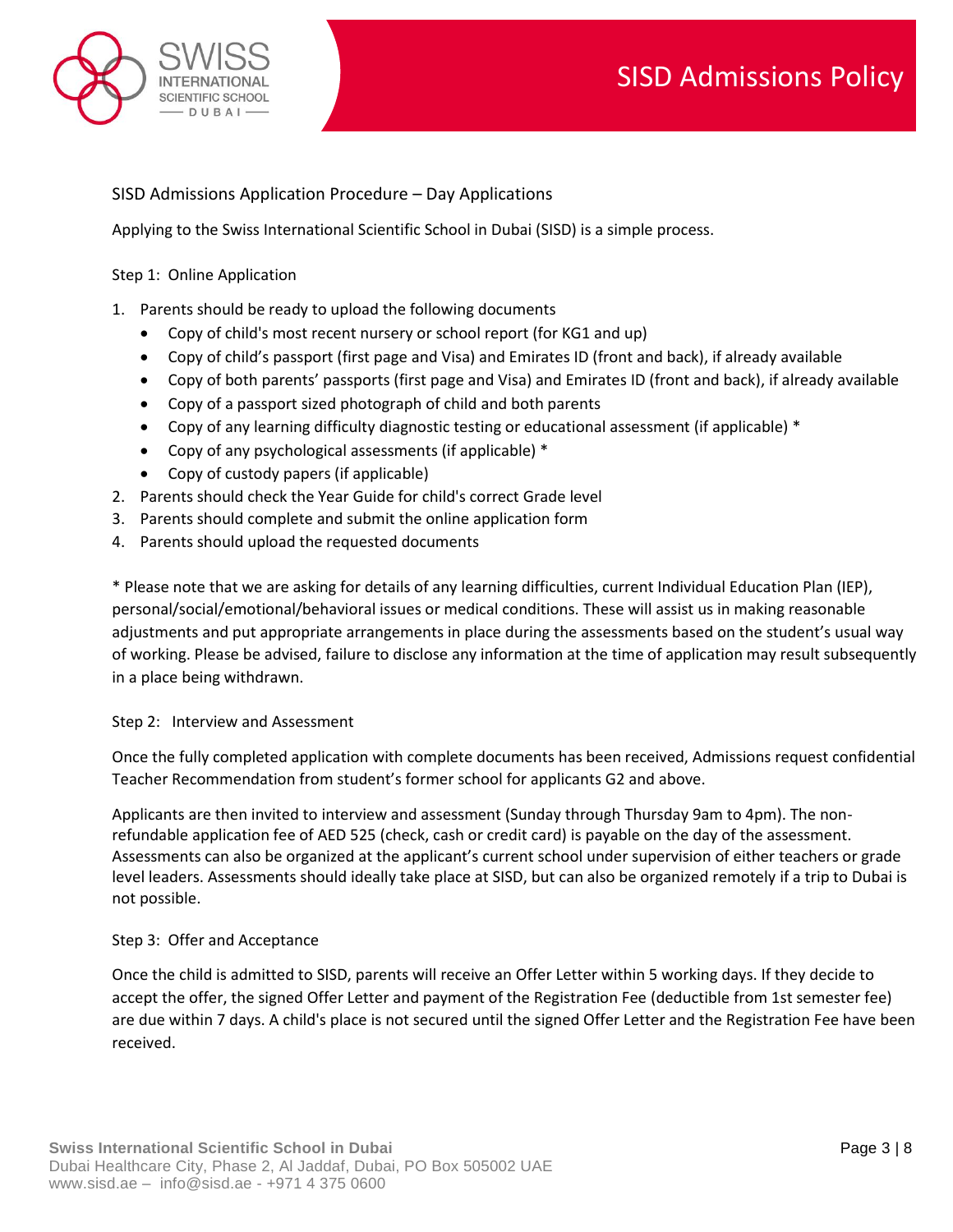## SISD Admissions Application Procedure – Day Applications

Applying to the Swiss International Scientific School in Dubai (SISD) is a simple process.

### Step 1: Online Application

1. Parents should be ready to upload the following documents
   - Copy of child's most recent nursery or school report (for KG1 and up)
   - Copy of child's passport (first page and Visa) and Emirates ID (front and back), if already available
   - Copy of both parents' passports (first page and Visa) and Emirates ID (front and back), if already available
   - Copy of a passport sized photograph of child and both parents
   - Copy of any learning difficulty diagnostic testing or educational assessment (if applicable) *
   - Copy of any psychological assessments (if applicable) *
   - Copy of custody papers (if applicable)
2. Parents should check the Year Guide for child's correct Grade level
3. Parents should complete and submit the online application form
4. Parents should upload the requested documents

* Please note that we are asking for details of any learning difficulties, current Individual Education Plan (IEP), personal/social/emotional/behavioral issues or medical conditions. These will assist us in making reasonable adjustments and put appropriate arrangements in place during the assessments based on the student's usual way of working. Please be advised, failure to disclose any information at the time of application may result subsequently in a place being withdrawn.

### Step 2: Interview and Assessment

Once the fully completed application with complete documents has been received, Admissions request confidential Teacher Recommendation from student's former school for applicants G2 and above.

Applicants are then invited to interview and assessment (Sunday through Thursday 9am to 4pm). The non-refundable application fee of AED 525 (check, cash or credit card) is payable on the day of the assessment. Assessments can also be organized at the applicant's current school under supervision of either teachers or grade level leaders. Assessments should ideally take place at SISD, but can also be organized remotely if a trip to Dubai is not possible.

### Step 3: Offer and Acceptance

Once the child is admitted to SISD, parents will receive an Offer Letter within 5 working days. If they decide to accept the offer, the signed Offer Letter and payment of the Registration Fee (deductible from 1st semester fee) are due within 7 days. A child's place is not secured until the signed Offer Letter and the Registration Fee have been received.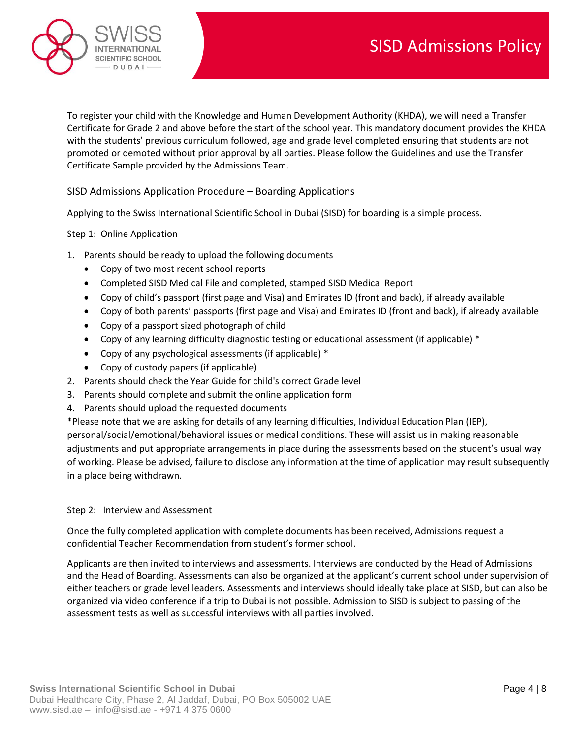To register your child with the Knowledge and Human Development Authority (KHDA), we will need a Transfer Certificate for Grade 2 and above before the start of the school year. This mandatory document provides the KHDA with the students' previous curriculum followed, age and grade level completed ensuring that students are not promoted or demoted without prior approval by all parties. Please follow the Guidelines and use the Transfer Certificate Sample provided by the Admissions Team.

## SISD Admissions Application Procedure – Boarding Applications

Applying to the Swiss International Scientific School in Dubai (SISD) for boarding is a simple process.

### Step 1: Online Application

1. Parents should be ready to upload the following documents
   - Copy of two most recent school reports
   - Completed SISD Medical File and completed, stamped SISD Medical Report
   - Copy of child's passport (first page and Visa) and Emirates ID (front and back), if already available
   - Copy of both parents' passports (first page and Visa) and Emirates ID (front and back), if already available
   - Copy of a passport sized photograph of child
   - Copy of any learning difficulty diagnostic testing or educational assessment (if applicable) *
   - Copy of any psychological assessments (if applicable) *
   - Copy of custody papers (if applicable)
2. Parents should check the Year Guide for child's correct Grade level
3. Parents should complete and submit the online application form
4. Parents should upload the requested documents

*Please note that we are asking for details of any learning difficulties, Individual Education Plan (IEP), personal/social/emotional/behavioral issues or medical conditions. These will assist us in making reasonable adjustments and put appropriate arrangements in place during the assessments based on the student's usual way of working. Please be advised, failure to disclose any information at the time of application may result subsequently in a place being withdrawn.

### Step 2: Interview and Assessment

Once the fully completed application with complete documents has been received, Admissions request a confidential Teacher Recommendation from student's former school.

Applicants are then invited to interviews and assessments. Interviews are conducted by the Head of Admissions and the Head of Boarding. Assessments can also be organized at the applicant's current school under supervision of either teachers or grade level leaders. Assessments and interviews should ideally take place at SISD, but can also be organized via video conference if a trip to Dubai is not possible. Admission to SISD is subject to passing of the assessment tests as well as successful interviews with all parties involved.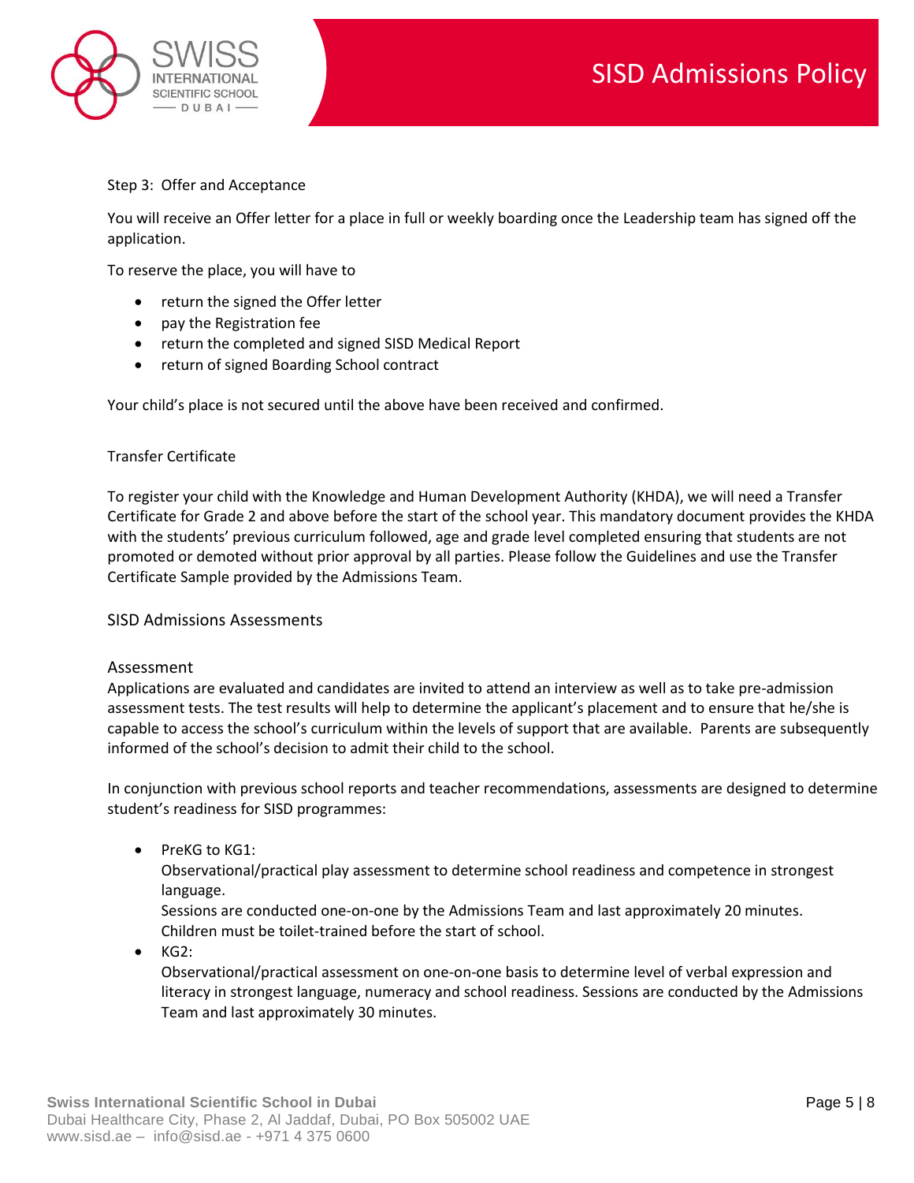### Step 3: Offer and Acceptance

You will receive an Offer letter for a place in full or weekly boarding once the Leadership team has signed off the application.

To reserve the place, you will have to

- return the signed the Offer letter
- pay the Registration fee
- return the completed and signed SISD Medical Report
- return of signed Boarding School contract

Your child's place is not secured until the above have been received and confirmed.

### Transfer Certificate

To register your child with the Knowledge and Human Development Authority (KHDA), we will need a Transfer Certificate for Grade 2 and above before the start of the school year. This mandatory document provides the KHDA with the students' previous curriculum followed, age and grade level completed ensuring that students are not promoted or demoted without prior approval by all parties. Please follow the Guidelines and use the Transfer Certificate Sample provided by the Admissions Team.

## SISD Admissions Assessments

### Assessment

Applications are evaluated and candidates are invited to attend an interview as well as to take pre-admission assessment tests. The test results will help to determine the applicant's placement and to ensure that he/she is capable to access the school's curriculum within the levels of support that are available. Parents are subsequently informed of the school's decision to admit their child to the school.

In conjunction with previous school reports and teacher recommendations, assessments are designed to determine student's readiness for SISD programmes:

- PreKG to KG1:
  Observational/practical play assessment to determine school readiness and competence in strongest language.
  Sessions are conducted one-on-one by the Admissions Team and last approximately 20 minutes.
  Children must be toilet-trained before the start of school.
- KG2:
  Observational/practical assessment on one-on-one basis to determine level of verbal expression and literacy in strongest language, numeracy and school readiness. Sessions are conducted by the Admissions Team and last approximately 30 minutes.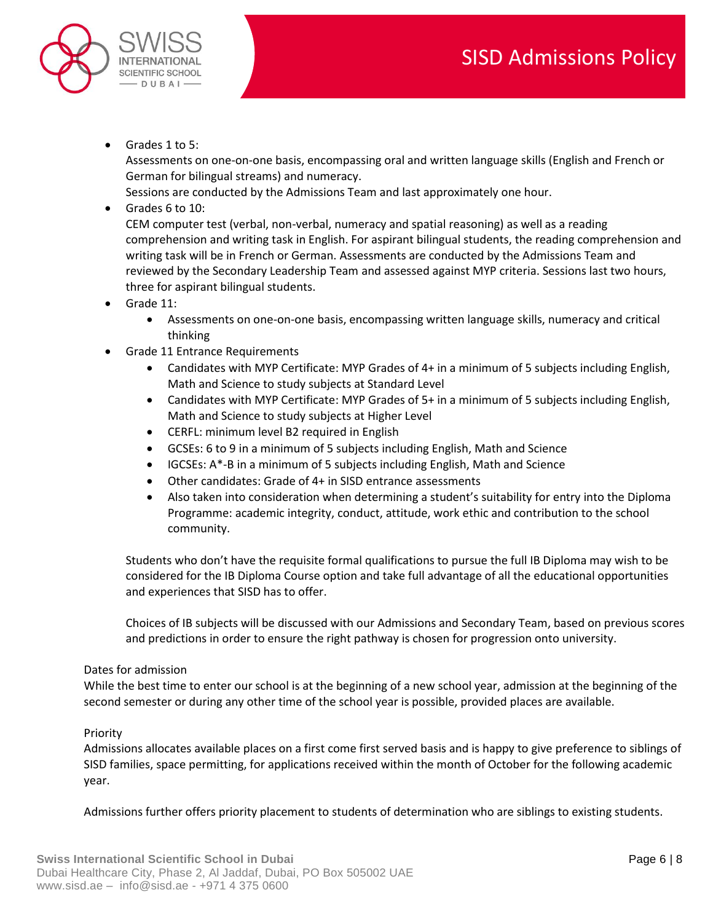- Grades 1 to 5:
  Assessments on one-on-one basis, encompassing oral and written language skills (English and French or German for bilingual streams) and numeracy.
  Sessions are conducted by the Admissions Team and last approximately one hour.
- Grades 6 to 10:
  CEM computer test (verbal, non-verbal, numeracy and spatial reasoning) as well as a reading comprehension and writing task in English. For aspirant bilingual students, the reading comprehension and writing task will be in French or German. Assessments are conducted by the Admissions Team and reviewed by the Secondary Leadership Team and assessed against MYP criteria. Sessions last two hours, three for aspirant bilingual students.
- Grade 11:
  - Assessments on one-on-one basis, encompassing written language skills, numeracy and critical thinking
- Grade 11 Entrance Requirements
  - Candidates with MYP Certificate: MYP Grades of 4+ in a minimum of 5 subjects including English, Math and Science to study subjects at Standard Level
  - Candidates with MYP Certificate: MYP Grades of 5+ in a minimum of 5 subjects including English, Math and Science to study subjects at Higher Level
  - CERFL: minimum level B2 required in English
  - GCSEs: 6 to 9 in a minimum of 5 subjects including English, Math and Science
  - IGCSEs: A*-B in a minimum of 5 subjects including English, Math and Science
  - Other candidates: Grade of 4+ in SISD entrance assessments
  - Also taken into consideration when determining a student's suitability for entry into the Diploma Programme: academic integrity, conduct, attitude, work ethic and contribution to the school community.

  Students who don't have the requisite formal qualifications to pursue the full IB Diploma may wish to be considered for the IB Diploma Course option and take full advantage of all the educational opportunities and experiences that SISD has to offer.

  Choices of IB subjects will be discussed with our Admissions and Secondary Team, based on previous scores and predictions in order to ensure the right pathway is chosen for progression onto university.

Dates for admission

While the best time to enter our school is at the beginning of a new school year, admission at the beginning of the second semester or during any other time of the school year is possible, provided places are available.

Priority

Admissions allocates available places on a first come first served basis and is happy to give preference to siblings of SISD families, space permitting, for applications received within the month of October for the following academic year.

Admissions further offers priority placement to students of determination who are siblings to existing students.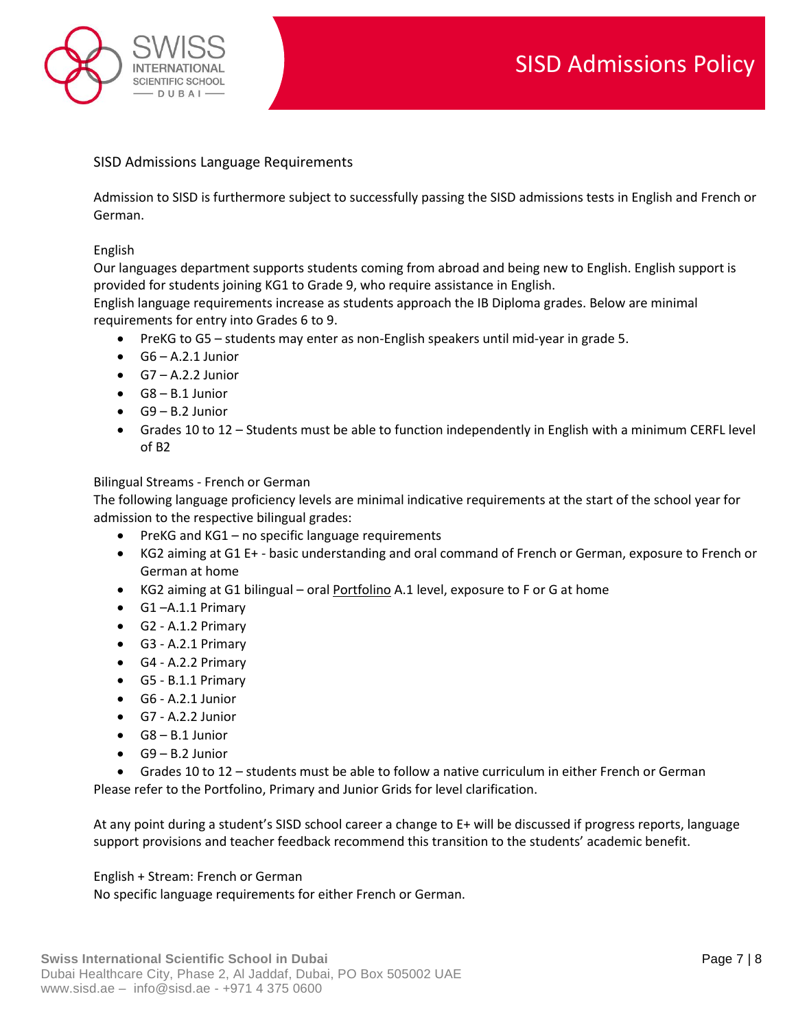## SISD Admissions Language Requirements

Admission to SISD is furthermore subject to successfully passing the SISD admissions tests in English and French or German.

### English

Our languages department supports students coming from abroad and being new to English. English support is provided for students joining KG1 to Grade 9, who require assistance in English.

English language requirements increase as students approach the IB Diploma grades. Below are minimal requirements for entry into Grades 6 to 9.

- PreKG to G5 – students may enter as non-English speakers until mid-year in grade 5.
- G6 – A.2.1 Junior
- G7 – A.2.2 Junior
- G8 – B.1 Junior
- G9 – B.2 Junior
- Grades 10 to 12 – Students must be able to function independently in English with a minimum CERFL level of B2

### Bilingual Streams - French or German

The following language proficiency levels are minimal indicative requirements at the start of the school year for admission to the respective bilingual grades:

- PreKG and KG1 – no specific language requirements
- KG2 aiming at G1 E+ - basic understanding and oral command of French or German, exposure to French or German at home
- KG2 aiming at G1 bilingual – oral Portfolino A.1 level, exposure to F or G at home
- G1 –A.1.1 Primary
- G2 - A.1.2 Primary
- G3 - A.2.1 Primary
- G4 - A.2.2 Primary
- G5 - B.1.1 Primary
- G6 - A.2.1 Junior
- G7 - A.2.2 Junior
- G8 – B.1 Junior
- G9 – B.2 Junior
- Grades 10 to 12 – students must be able to follow a native curriculum in either French or German

Please refer to the Portfolino, Primary and Junior Grids for level clarification.

At any point during a student's SISD school career a change to E+ will be discussed if progress reports, language support provisions and teacher feedback recommend this transition to the students' academic benefit.

### English + Stream: French or German

No specific language requirements for either French or German.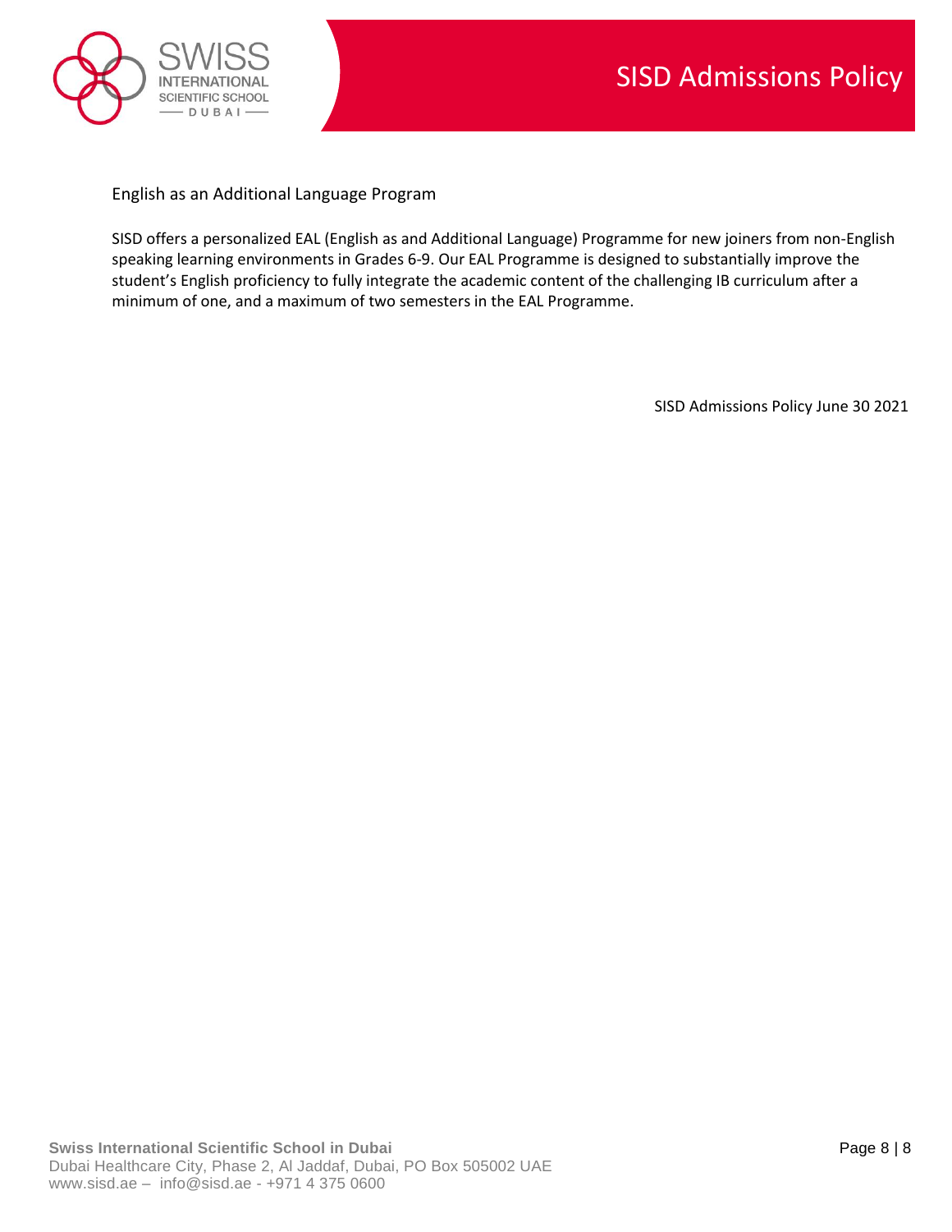## English as an Additional Language Program

SISD offers a personalized EAL (English as and Additional Language) Programme for new joiners from non-English speaking learning environments in Grades 6-9. Our EAL Programme is designed to substantially improve the student's English proficiency to fully integrate the academic content of the challenging IB curriculum after a minimum of one, and a maximum of two semesters in the EAL Programme.

SISD Admissions Policy June 30 2021